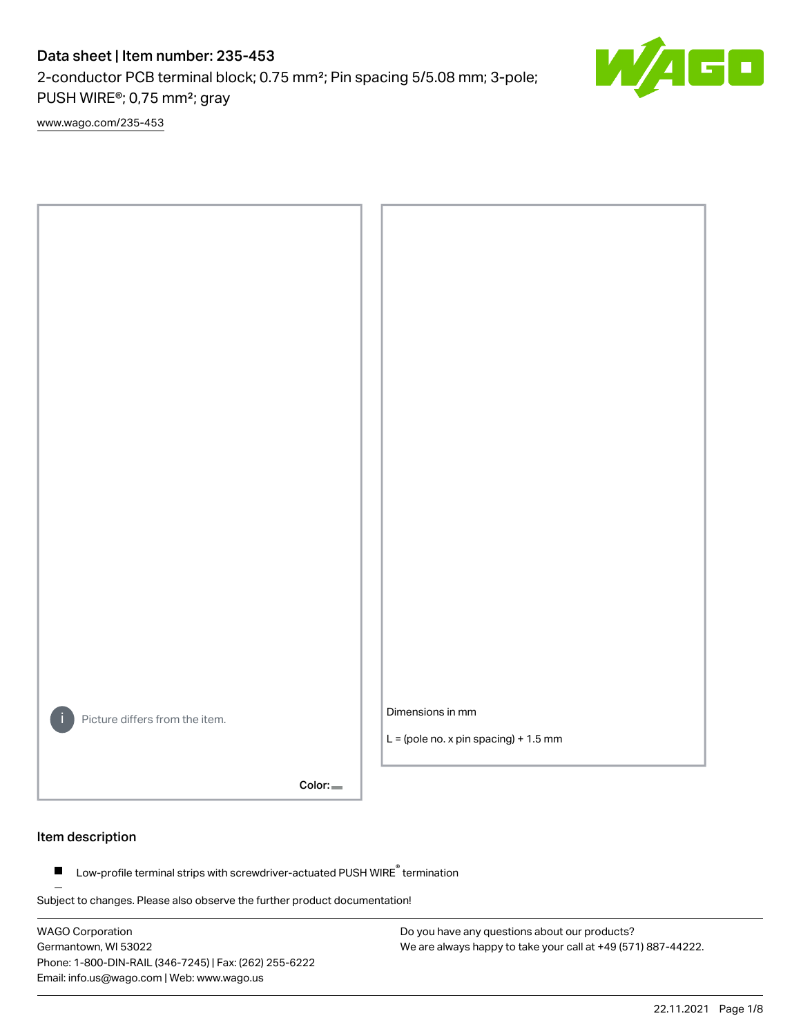# Data sheet | Item number: 235-453

2-conductor PCB terminal block; 0.75 mm²; Pin spacing 5/5.08 mm; 3-pole; PUSH WIRE®; 0,75 mm²; gray

www.wago.com/235-453

Picture differs from the item.

Color:

Dimensions in mm

L = (pole no. x pin spacing) + 1.5 mm

## Item description

- Low-profile terminal strips with screwdriver-actuated PUSH WIRE® termination

Subject to changes. Please also observe the further product documentation!

WAGO Corporation
Germantown, WI 53022
Phone: 1-800-DIN-RAIL (346-7245) | Fax: (262) 255-6222
Email: info.us@wago.com | Web: www.wago.us

Do you have any questions about our products?
We are always happy to take your call at +49 (571) 887-44222.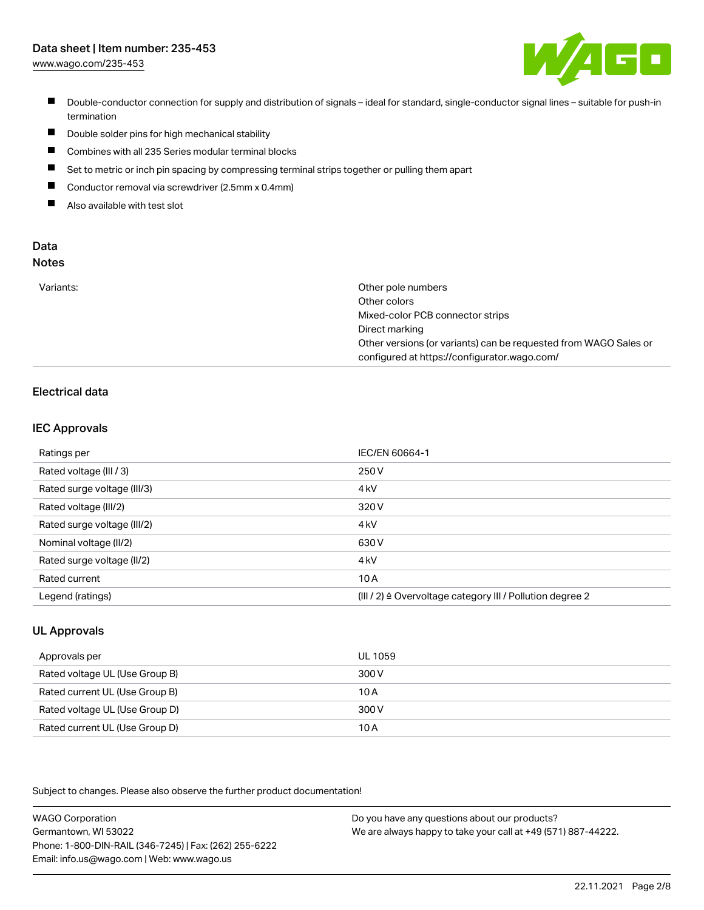- Double-conductor connection for supply and distribution of signals – ideal for standard, single-conductor signal lines – suitable for push-in termination
- Double solder pins for high mechanical stability
- Combines with all 235 Series modular terminal blocks
- Set to metric or inch pin spacing by compressing terminal strips together or pulling them apart
- Conductor removal via screwdriver (2.5mm x 0.4mm)
- Also available with test slot

## Data

### Notes

| | |
|---|---|
| Variants: | Other pole numbers<br>Other colors<br>Mixed-color PCB connector strips<br>Direct marking<br>Other versions (or variants) can be requested from WAGO Sales or configured at https://configurator.wago.com/ |

### Electrical data

#### IEC Approvals

| | |
|---|---|
| Ratings per | IEC/EN 60664-1 |
| Rated voltage (III / 3) | 250 V |
| Rated surge voltage (III/3) | 4 kV |
| Rated voltage (III/2) | 320 V |
| Rated surge voltage (III/2) | 4 kV |
| Nominal voltage (II/2) | 630 V |
| Rated surge voltage (II/2) | 4 kV |
| Rated current | 10 A |
| Legend (ratings) | (III / 2) ≙ Overvoltage category III / Pollution degree 2 |

#### UL Approvals

| | |
|---|---|
| Approvals per | UL 1059 |
| Rated voltage UL (Use Group B) | 300 V |
| Rated current UL (Use Group B) | 10 A |
| Rated voltage UL (Use Group D) | 300 V |
| Rated current UL (Use Group D) | 10 A |

Subject to changes. Please also observe the further product documentation!

WAGO Corporation
Germantown, WI 53022
Phone: 1-800-DIN-RAIL (346-7245) | Fax: (262) 255-6222
Email: info.us@wago.com | Web: www.wago.us

Do you have any questions about our products?
We are always happy to take your call at +49 (571) 887-44222.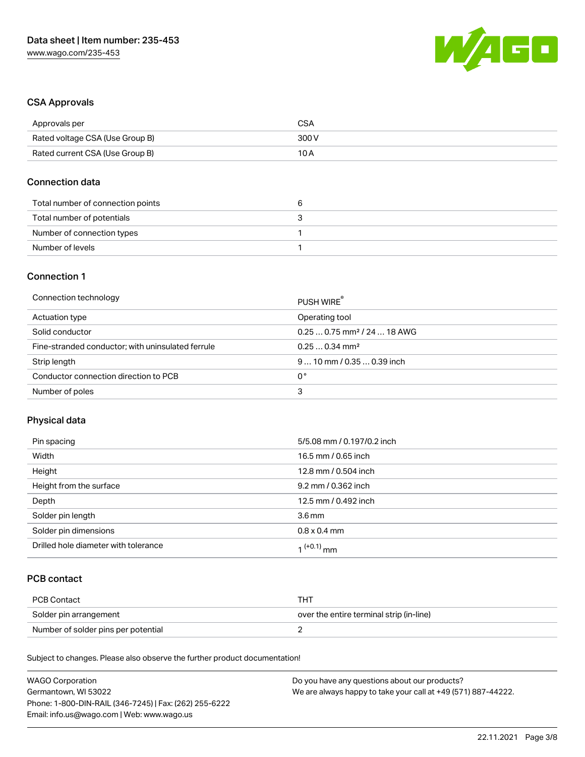## CSA Approvals

| Approvals per | CSA |
|---|---|
| Rated voltage CSA (Use Group B) | 300 V |
| Rated current CSA (Use Group B) | 10 A |

## Connection data

| Total number of connection points | 6 |
|---|---|
| Total number of potentials | 3 |
| Number of connection types | 1 |
| Number of levels | 1 |

## Connection 1

| Connection technology | PUSH WIRE® |
|---|---|
| Actuation type | Operating tool |
| Solid conductor | 0.25 … 0.75 mm² / 24 … 18 AWG |
| Fine-stranded conductor; with uninsulated ferrule | 0.25 … 0.34 mm² |
| Strip length | 9 … 10 mm / 0.35 … 0.39 inch |
| Conductor connection direction to PCB | 0 ° |
| Number of poles | 3 |

## Physical data

| Pin spacing | 5/5.08 mm / 0.197/0.2 inch |
|---|---|
| Width | 16.5 mm / 0.65 inch |
| Height | 12.8 mm / 0.504 inch |
| Height from the surface | 9.2 mm / 0.362 inch |
| Depth | 12.5 mm / 0.492 inch |
| Solder pin length | 3.6 mm |
| Solder pin dimensions | 0.8 x 0.4 mm |
| Drilled hole diameter with tolerance | $1^{(+0.1)}$ mm |

## PCB contact

| PCB Contact | THT |
|---|---|
| Solder pin arrangement | over the entire terminal strip (in-line) |
| Number of solder pins per potential | 2 |

Subject to changes. Please also observe the further product documentation!

WAGO Corporation
Germantown, WI 53022
Phone: 1-800-DIN-RAIL (346-7245) | Fax: (262) 255-6222
Email: info.us@wago.com | Web: www.wago.us

Do you have any questions about our products?
We are always happy to take your call at +49 (571) 887-44222.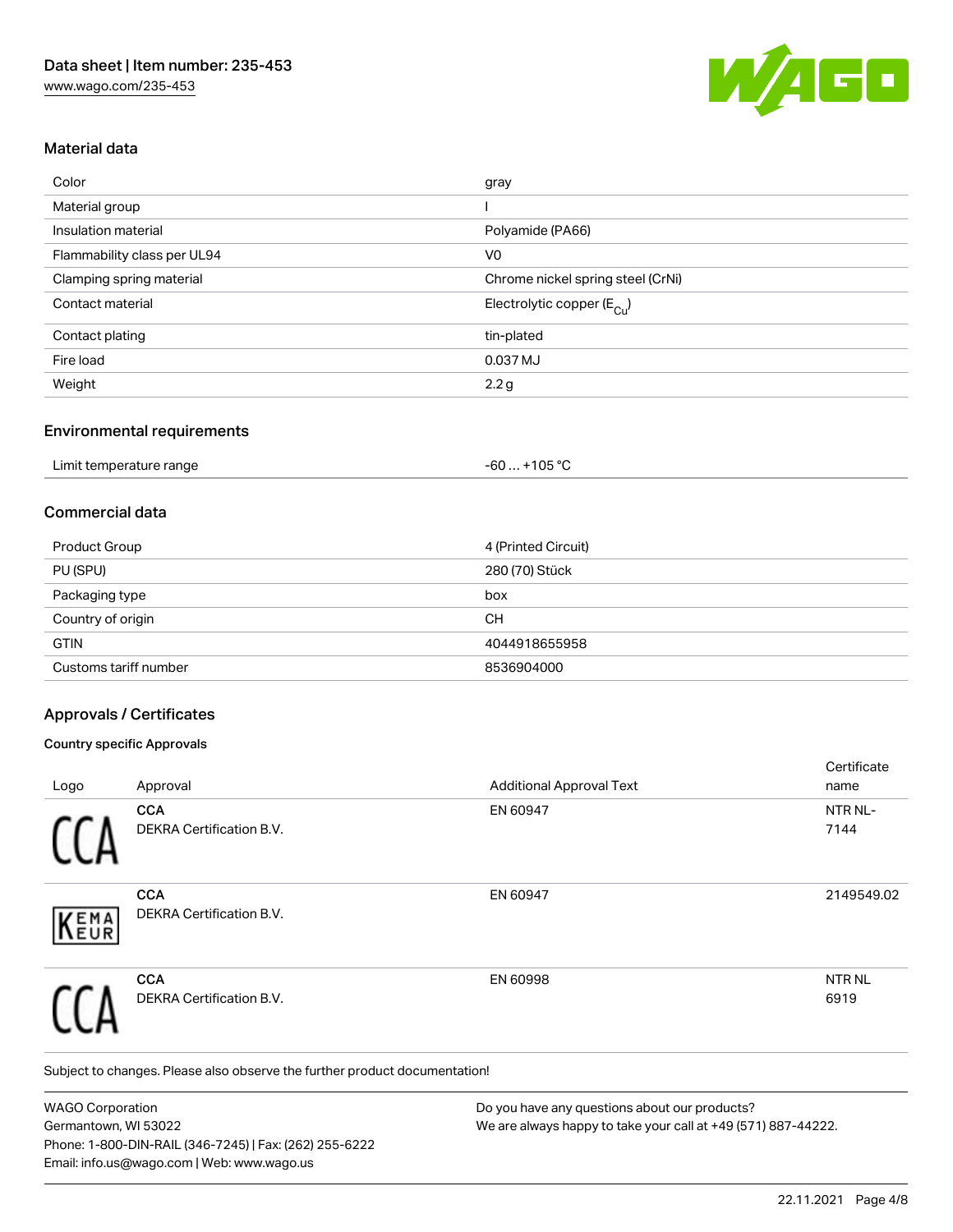## Material data

| | |
|---|---|
| Color | gray |
| Material group | I |
| Insulation material | Polyamide (PA66) |
| Flammability class per UL94 | V0 |
| Clamping spring material | Chrome nickel spring steel (CrNi) |
| Contact material | Electrolytic copper ($E_{Cu}$) |
| Contact plating | tin-plated |
| Fire load | 0.037 MJ |
| Weight | 2.2 g |

## Environmental requirements

| | |
|---|---|
| Limit temperature range | -60 … +105 °C |

## Commercial data

| | |
|---|---|
| Product Group | 4 (Printed Circuit) |
| PU (SPU) | 280 (70) Stück |
| Packaging type | box |
| Country of origin | CH |
| GTIN | 4044918655958 |
| Customs tariff number | 8536904000 |

## Approvals / Certificates

### Country specific Approvals

| Logo | Approval | Additional Approval Text | Certificate name |
|---|---|---|---|
| | **CCA** DEKRA Certification B.V. | EN 60947 | NTR NL-7144 |
| | **CCA** DEKRA Certification B.V. | EN 60947 | 2149549.02 |
| | **CCA** DEKRA Certification B.V. | EN 60998 | NTR NL 6919 |

Subject to changes. Please also observe the further product documentation!

WAGO Corporation
Germantown, WI 53022
Phone: 1-800-DIN-RAIL (346-7245) | Fax: (262) 255-6222
Email: info.us@wago.com | Web: www.wago.us

Do you have any questions about our products?
We are always happy to take your call at +49 (571) 887-44222.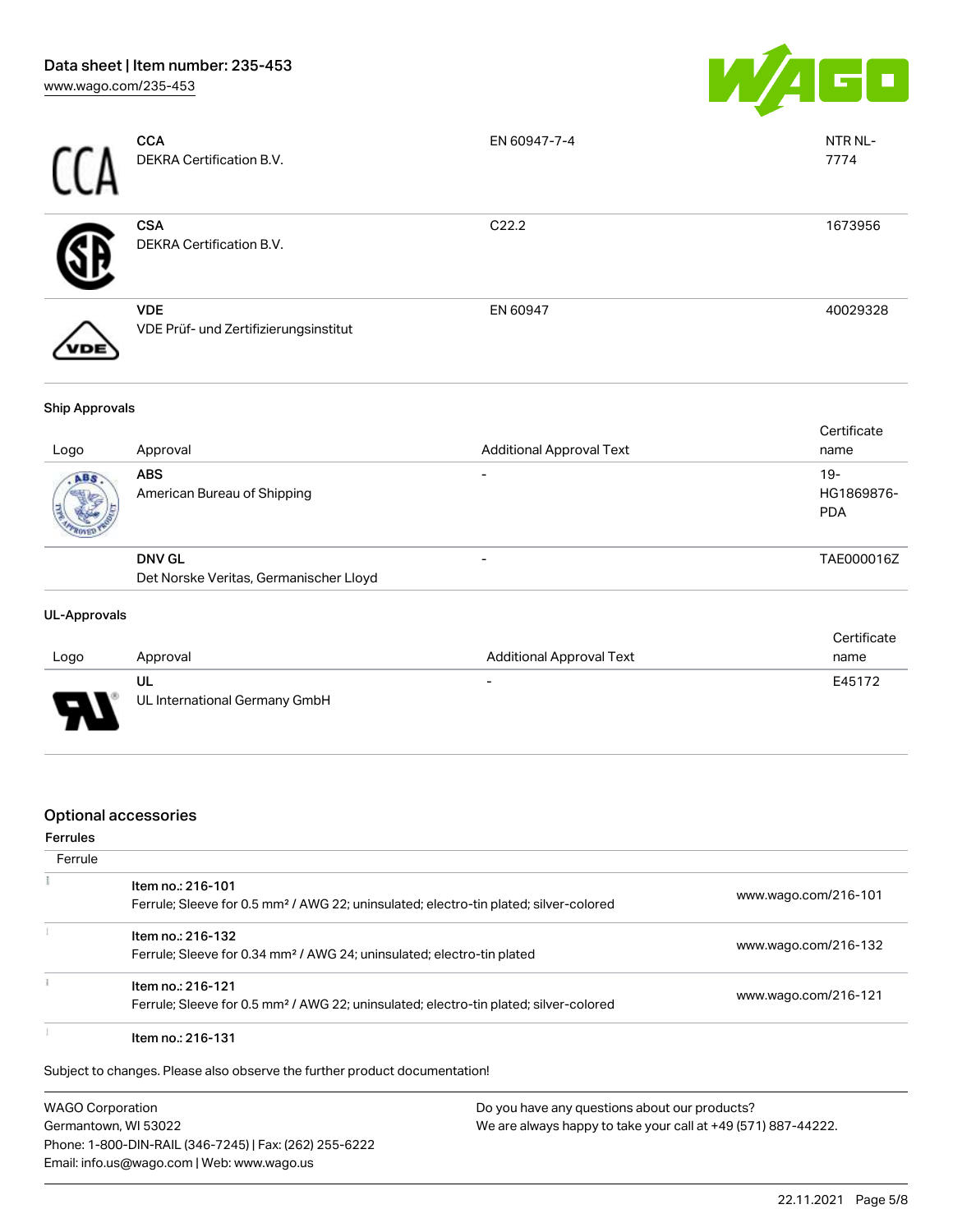| | | | |
|---|---|---|---|
| | **CCA**<br>DEKRA Certification B.V. | EN 60947-7-4 | NTR NL-7774 |
| | **CSA**<br>DEKRA Certification B.V. | C22.2 | 1673956 |
| | **VDE**<br>VDE Prüf- und Zertifizierungsinstitut | EN 60947 | 40029328 |

### Ship Approvals

| Logo | Approval | Additional Approval Text | Certificate name |
|---|---|---|---|
| | **ABS**<br>American Bureau of Shipping | - | 19-HG1869876-PDA |
| | **DNV GL**<br>Det Norske Veritas, Germanischer Lloyd | - | TAE000016Z |

### UL-Approvals

| Logo | Approval | Additional Approval Text | Certificate name |
|---|---|---|---|
| | **UL**<br>UL International Germany GmbH | - | E45172 |

## Optional accessories

### Ferrules

| Ferrule | |
|---|---|
| Item no.: 216-101<br>Ferrule; Sleeve for 0.5 mm² / AWG 22; uninsulated; electro-tin plated; silver-colored | www.wago.com/216-101 |
| Item no.: 216-132<br>Ferrule; Sleeve for 0.34 mm² / AWG 24; uninsulated; electro-tin plated | www.wago.com/216-132 |
| Item no.: 216-121<br>Ferrule; Sleeve for 0.5 mm² / AWG 22; uninsulated; electro-tin plated; silver-colored | www.wago.com/216-121 |
| Item no.: 216-131 | |

Subject to changes. Please also observe the further product documentation!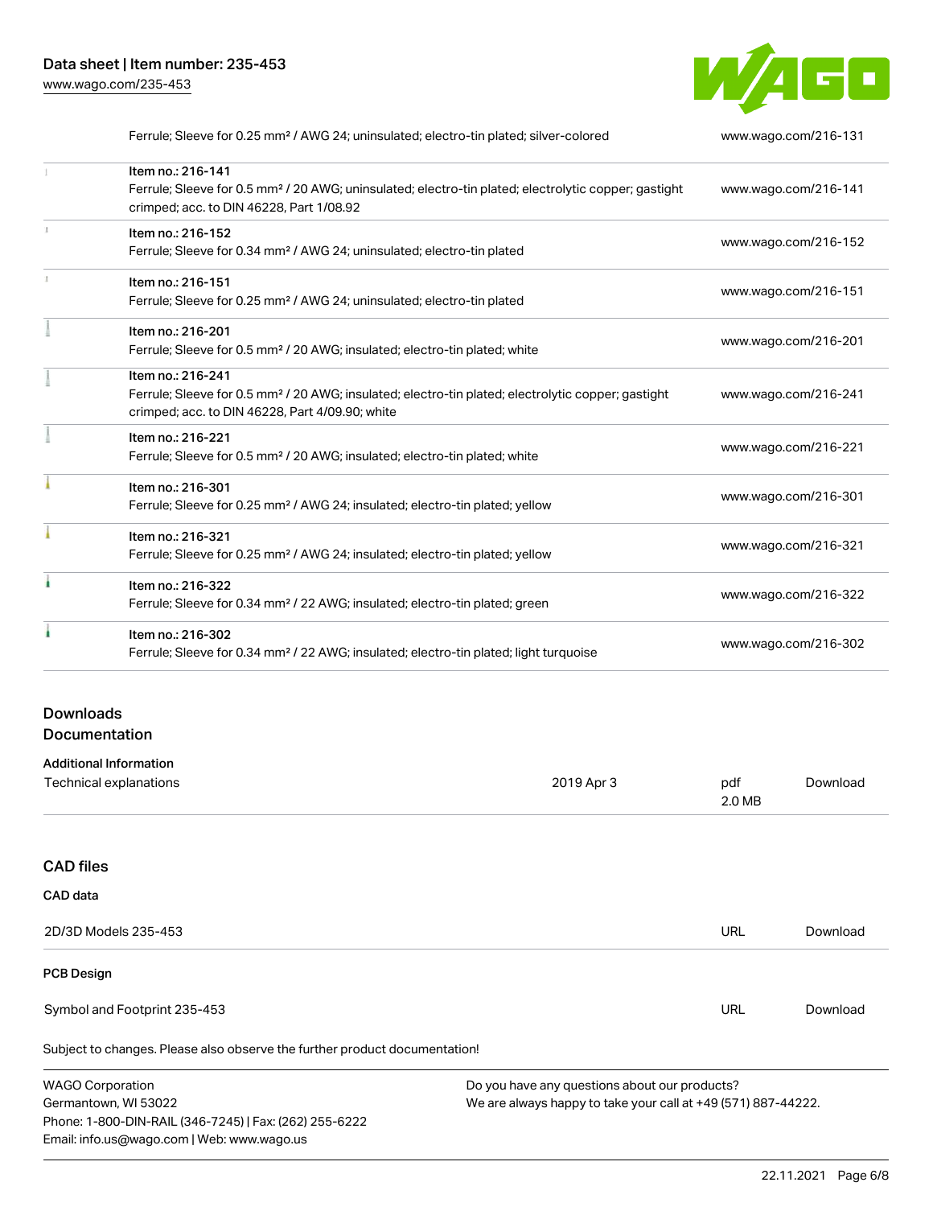| | | |
|---|---|---|
| | Ferrule; Sleeve for 0.25 mm² / AWG 24; uninsulated; electro-tin plated; silver-colored | www.wago.com/216-131 |
| | Item no.: 216-141<br>Ferrule; Sleeve for 0.5 mm² / 20 AWG; uninsulated; electro-tin plated; electrolytic copper; gastight crimped; acc. to DIN 46228, Part 1/08.92 | www.wago.com/216-141 |
| | Item no.: 216-152<br>Ferrule; Sleeve for 0.34 mm² / AWG 24; uninsulated; electro-tin plated | www.wago.com/216-152 |
| | Item no.: 216-151<br>Ferrule; Sleeve for 0.25 mm² / AWG 24; uninsulated; electro-tin plated | www.wago.com/216-151 |
| | Item no.: 216-201<br>Ferrule; Sleeve for 0.5 mm² / 20 AWG; insulated; electro-tin plated; white | www.wago.com/216-201 |
| | Item no.: 216-241<br>Ferrule; Sleeve for 0.5 mm² / 20 AWG; insulated; electro-tin plated; electrolytic copper; gastight crimped; acc. to DIN 46228, Part 4/09.90; white | www.wago.com/216-241 |
| | Item no.: 216-221<br>Ferrule; Sleeve for 0.5 mm² / 20 AWG; insulated; electro-tin plated; white | www.wago.com/216-221 |
| | Item no.: 216-301<br>Ferrule; Sleeve for 0.25 mm² / AWG 24; insulated; electro-tin plated; yellow | www.wago.com/216-301 |
| | Item no.: 216-321<br>Ferrule; Sleeve for 0.25 mm² / AWG 24; insulated; electro-tin plated; yellow | www.wago.com/216-321 |
| | Item no.: 216-322<br>Ferrule; Sleeve for 0.34 mm² / 22 AWG; insulated; electro-tin plated; green | www.wago.com/216-322 |
| | Item no.: 216-302<br>Ferrule; Sleeve for 0.34 mm² / 22 AWG; insulated; electro-tin plated; light turquoise | www.wago.com/216-302 |

## Downloads
## Documentation

**Additional Information**

| | | | |
|---|---|---|---|
| Technical explanations | 2019 Apr 3 | pdf<br>2.0 MB | Download |

## CAD files

**CAD data**

| | | |
|---|---|---|
| 2D/3D Models 235-453 | URL | Download |

**PCB Design**

| | | |
|---|---|---|
| Symbol and Footprint 235-453 | URL | Download |

Subject to changes. Please also observe the further product documentation!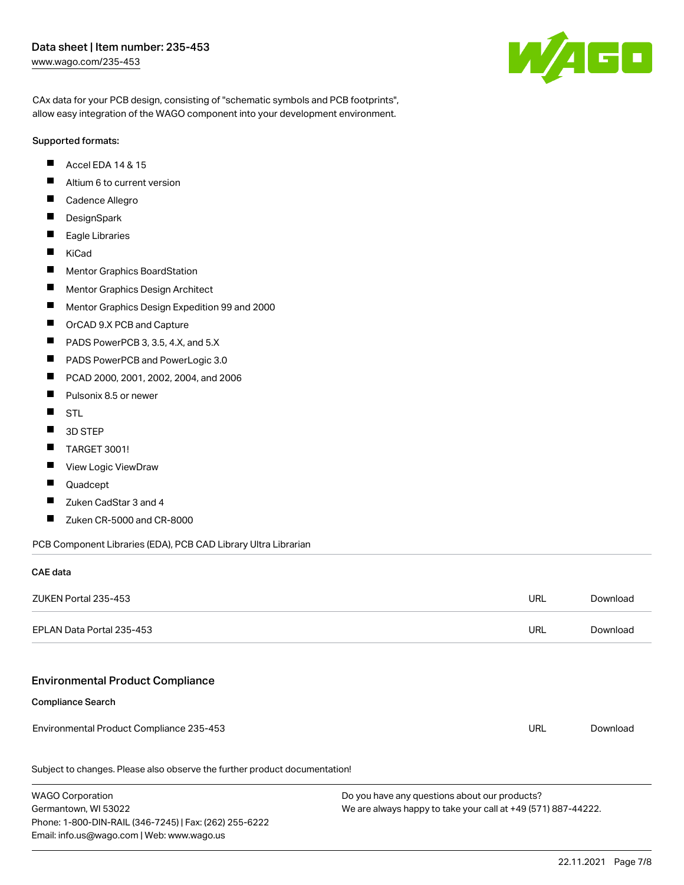CAx data for your PCB design, consisting of "schematic symbols and PCB footprints", allow easy integration of the WAGO component into your development environment.

Supported formats:

- Accel EDA 14 & 15
- Altium 6 to current version
- Cadence Allegro
- DesignSpark
- Eagle Libraries
- KiCad
- Mentor Graphics BoardStation
- Mentor Graphics Design Architect
- Mentor Graphics Design Expedition 99 and 2000
- OrCAD 9.X PCB and Capture
- PADS PowerPCB 3, 3.5, 4.X, and 5.X
- PADS PowerPCB and PowerLogic 3.0
- PCAD 2000, 2001, 2002, 2004, and 2006
- Pulsonix 8.5 or newer
- STL
- 3D STEP
- TARGET 3001!
- View Logic ViewDraw
- Quadcept
- Zuken CadStar 3 and 4
- Zuken CR-5000 and CR-8000

PCB Component Libraries (EDA), PCB CAD Library Ultra Librarian

**CAE data**

| | | |
|---|---|---|
| ZUKEN Portal 235-453 | URL | Download |
| EPLAN Data Portal 235-453 | URL | Download |

## Environmental Product Compliance

**Compliance Search**

| | | |
|---|---|---|
| Environmental Product Compliance 235-453 | URL | Download |

Subject to changes. Please also observe the further product documentation!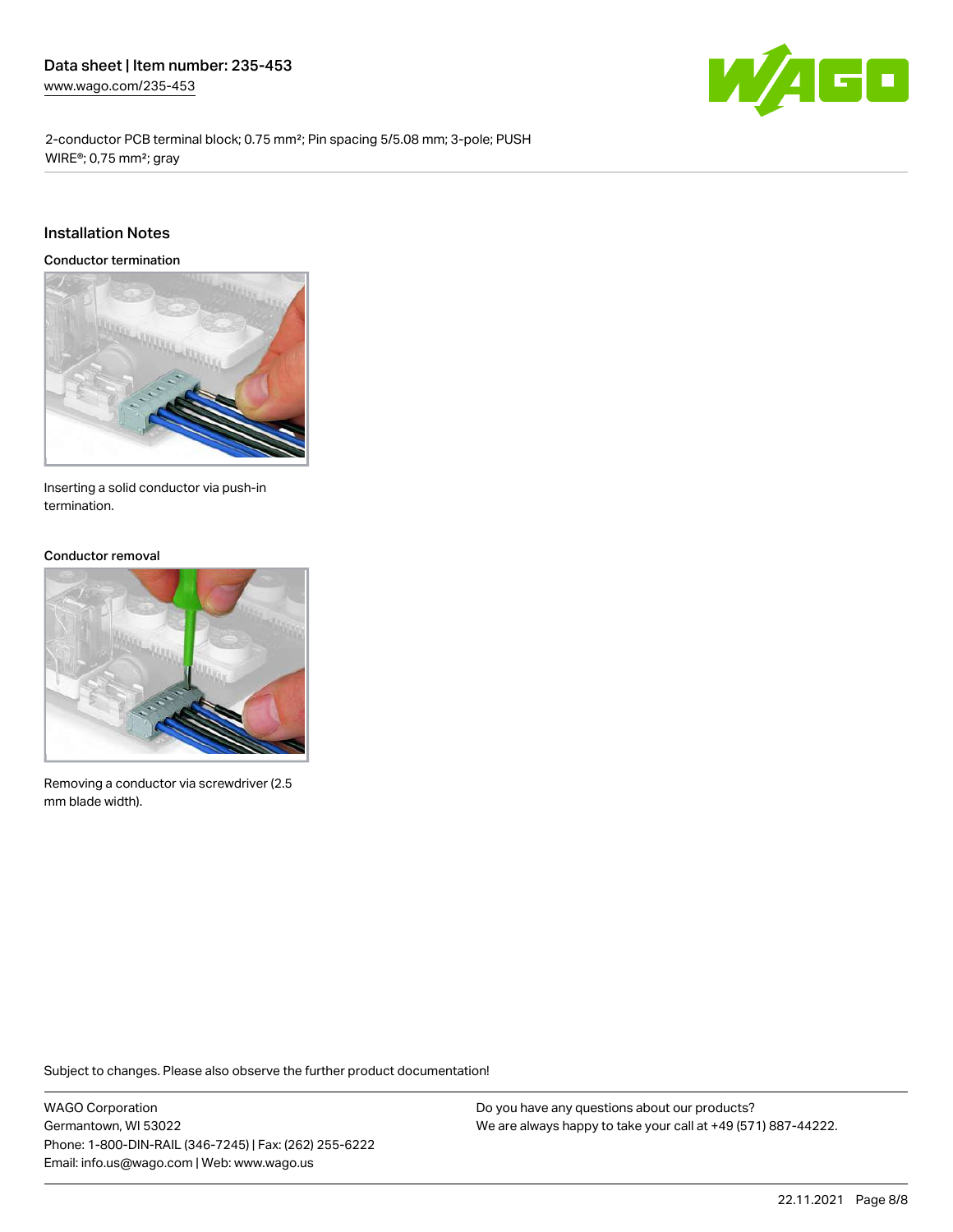2-conductor PCB terminal block; 0.75 mm²; Pin spacing 5/5.08 mm; 3-pole; PUSH WIRE®; 0,75 mm²; gray

## Installation Notes

### Conductor termination

Inserting a solid conductor via push-in termination.

### Conductor removal

Removing a conductor via screwdriver (2.5 mm blade width).

Subject to changes. Please also observe the further product documentation!

WAGO Corporation
Germantown, WI 53022
Phone: 1-800-DIN-RAIL (346-7245) | Fax: (262) 255-6222
Email: info.us@wago.com | Web: www.wago.us

Do you have any questions about our products?
We are always happy to take your call at +49 (571) 887-44222.